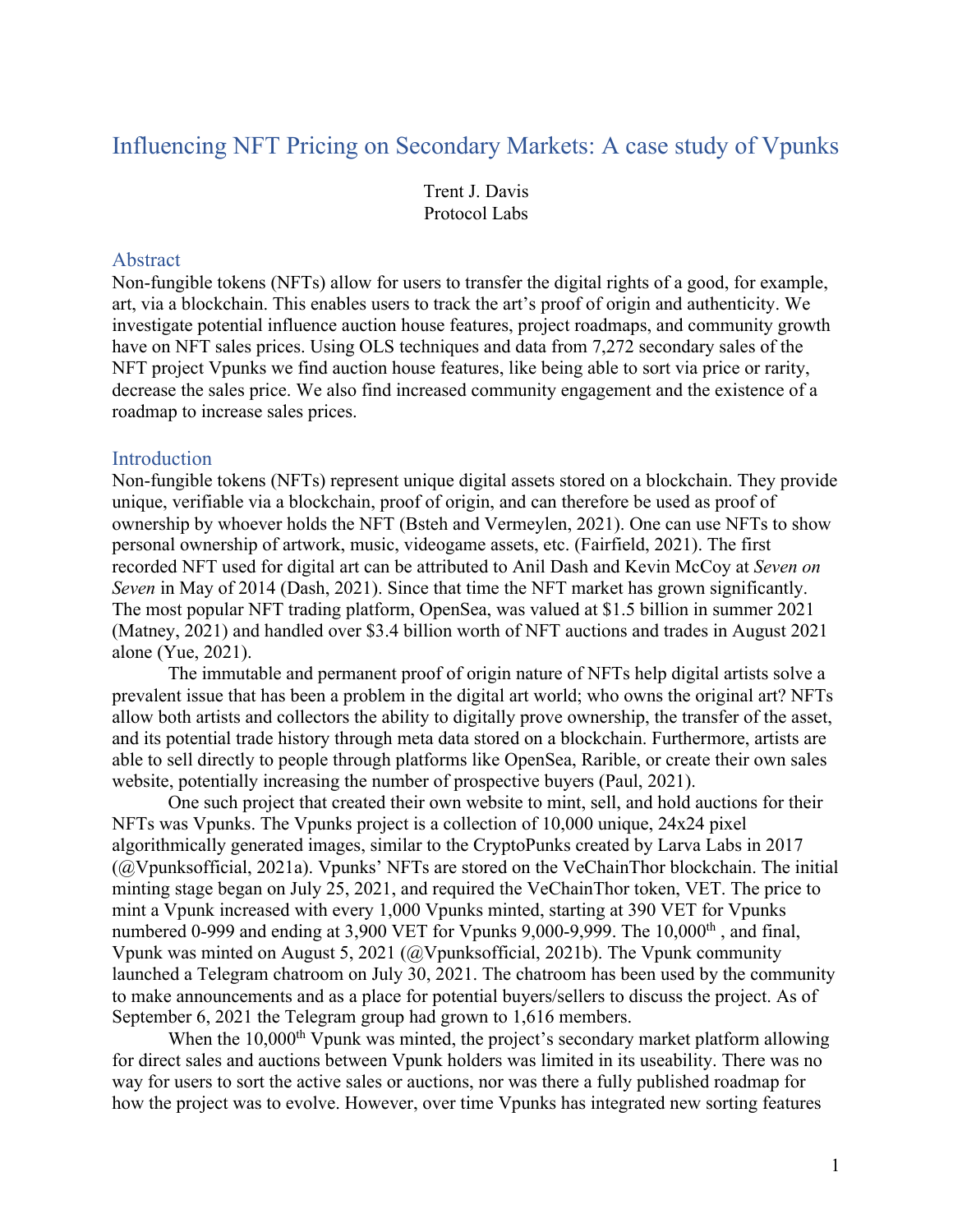# Influencing NFT Pricing on Secondary Markets: A case study of Vpunks

Trent J. Davis
Protocol Labs

## Abstract

Non-fungible tokens (NFTs) allow for users to transfer the digital rights of a good, for example, art, via a blockchain. This enables users to track the art's proof of origin and authenticity. We investigate potential influence auction house features, project roadmaps, and community growth have on NFT sales prices. Using OLS techniques and data from 7,272 secondary sales of the NFT project Vpunks we find auction house features, like being able to sort via price or rarity, decrease the sales price. We also find increased community engagement and the existence of a roadmap to increase sales prices.

## Introduction

Non-fungible tokens (NFTs) represent unique digital assets stored on a blockchain. They provide unique, verifiable via a blockchain, proof of origin, and can therefore be used as proof of ownership by whoever holds the NFT (Bsteh and Vermeylen, 2021). One can use NFTs to show personal ownership of artwork, music, videogame assets, etc. (Fairfield, 2021). The first recorded NFT used for digital art can be attributed to Anil Dash and Kevin McCoy at *Seven on Seven* in May of 2014 (Dash, 2021). Since that time the NFT market has grown significantly. The most popular NFT trading platform, OpenSea, was valued at $1.5 billion in summer 2021 (Matney, 2021) and handled over $3.4 billion worth of NFT auctions and trades in August 2021 alone (Yue, 2021).

The immutable and permanent proof of origin nature of NFTs help digital artists solve a prevalent issue that has been a problem in the digital art world; who owns the original art? NFTs allow both artists and collectors the ability to digitally prove ownership, the transfer of the asset, and its potential trade history through meta data stored on a blockchain. Furthermore, artists are able to sell directly to people through platforms like OpenSea, Rarible, or create their own sales website, potentially increasing the number of prospective buyers (Paul, 2021).

One such project that created their own website to mint, sell, and hold auctions for their NFTs was Vpunks. The Vpunks project is a collection of 10,000 unique, 24x24 pixel algorithmically generated images, similar to the CryptoPunks created by Larva Labs in 2017 (@Vpunksofficial, 2021a). Vpunks' NFTs are stored on the VeChainThor blockchain. The initial minting stage began on July 25, 2021, and required the VeChainThor token, VET. The price to mint a Vpunk increased with every 1,000 Vpunks minted, starting at 390 VET for Vpunks numbered 0-999 and ending at 3,900 VET for Vpunks 9,000-9,999. The 10,000th , and final, Vpunk was minted on August 5, 2021 (@Vpunksofficial, 2021b). The Vpunk community launched a Telegram chatroom on July 30, 2021. The chatroom has been used by the community to make announcements and as a place for potential buyers/sellers to discuss the project. As of September 6, 2021 the Telegram group had grown to 1,616 members.

When the 10,000th Vpunk was minted, the project's secondary market platform allowing for direct sales and auctions between Vpunk holders was limited in its useability. There was no way for users to sort the active sales or auctions, nor was there a fully published roadmap for how the project was to evolve. However, over time Vpunks has integrated new sorting features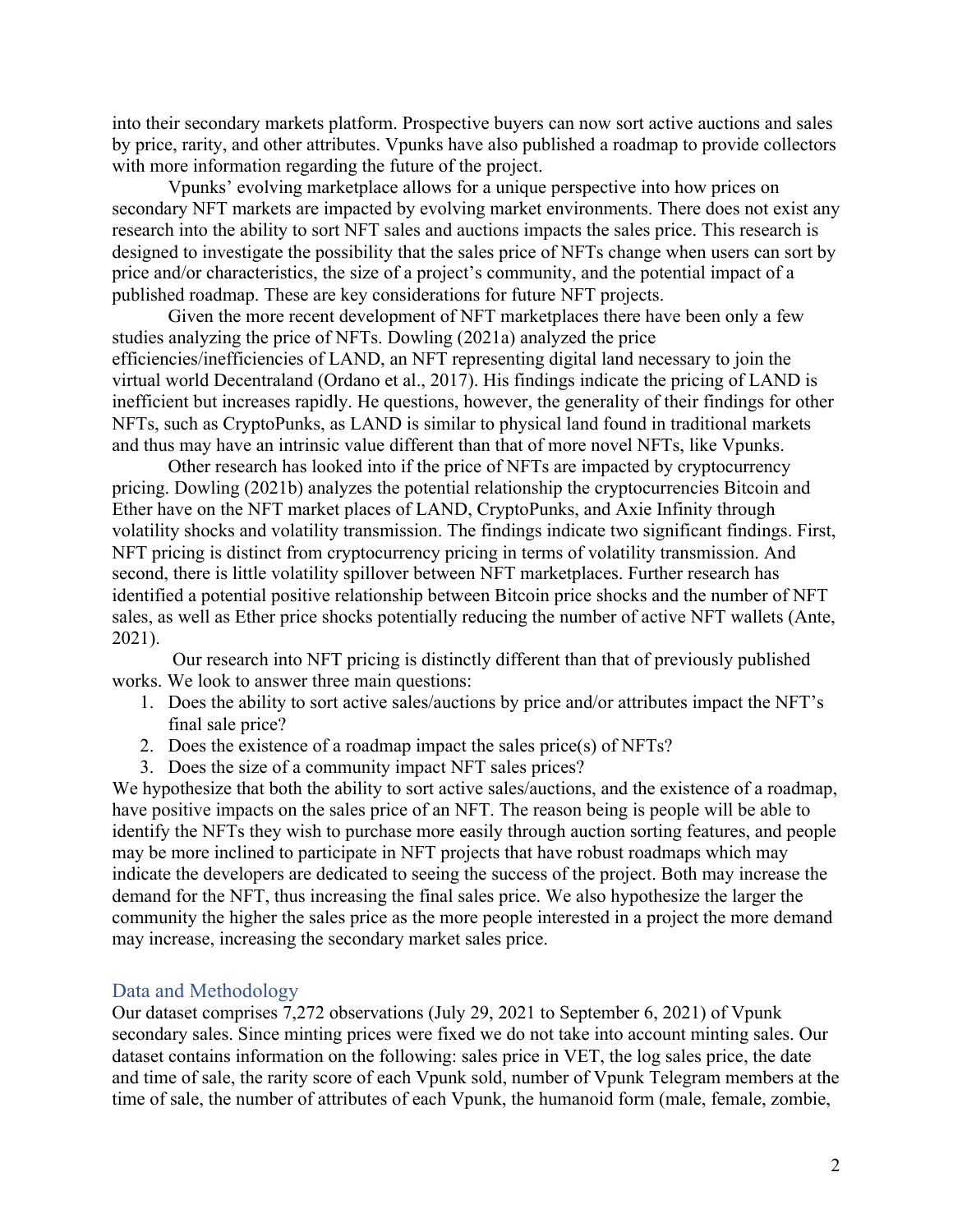into their secondary markets platform. Prospective buyers can now sort active auctions and sales by price, rarity, and other attributes. Vpunks have also published a roadmap to provide collectors with more information regarding the future of the project.

Vpunks' evolving marketplace allows for a unique perspective into how prices on secondary NFT markets are impacted by evolving market environments. There does not exist any research into the ability to sort NFT sales and auctions impacts the sales price. This research is designed to investigate the possibility that the sales price of NFTs change when users can sort by price and/or characteristics, the size of a project's community, and the potential impact of a published roadmap. These are key considerations for future NFT projects.

Given the more recent development of NFT marketplaces there have been only a few studies analyzing the price of NFTs. Dowling (2021a) analyzed the price efficiencies/inefficiencies of LAND, an NFT representing digital land necessary to join the virtual world Decentraland (Ordano et al., 2017). His findings indicate the pricing of LAND is inefficient but increases rapidly. He questions, however, the generality of their findings for other NFTs, such as CryptoPunks, as LAND is similar to physical land found in traditional markets and thus may have an intrinsic value different than that of more novel NFTs, like Vpunks.

Other research has looked into if the price of NFTs are impacted by cryptocurrency pricing. Dowling (2021b) analyzes the potential relationship the cryptocurrencies Bitcoin and Ether have on the NFT market places of LAND, CryptoPunks, and Axie Infinity through volatility shocks and volatility transmission. The findings indicate two significant findings. First, NFT pricing is distinct from cryptocurrency pricing in terms of volatility transmission. And second, there is little volatility spillover between NFT marketplaces. Further research has identified a potential positive relationship between Bitcoin price shocks and the number of NFT sales, as well as Ether price shocks potentially reducing the number of active NFT wallets (Ante, 2021).

Our research into NFT pricing is distinctly different than that of previously published works. We look to answer three main questions:

1. Does the ability to sort active sales/auctions by price and/or attributes impact the NFT's final sale price?
2. Does the existence of a roadmap impact the sales price(s) of NFTs?
3. Does the size of a community impact NFT sales prices?

We hypothesize that both the ability to sort active sales/auctions, and the existence of a roadmap, have positive impacts on the sales price of an NFT. The reason being is people will be able to identify the NFTs they wish to purchase more easily through auction sorting features, and people may be more inclined to participate in NFT projects that have robust roadmaps which may indicate the developers are dedicated to seeing the success of the project. Both may increase the demand for the NFT, thus increasing the final sales price. We also hypothesize the larger the community the higher the sales price as the more people interested in a project the more demand may increase, increasing the secondary market sales price.

## Data and Methodology

Our dataset comprises 7,272 observations (July 29, 2021 to September 6, 2021) of Vpunk secondary sales. Since minting prices were fixed we do not take into account minting sales. Our dataset contains information on the following: sales price in VET, the log sales price, the date and time of sale, the rarity score of each Vpunk sold, number of Vpunk Telegram members at the time of sale, the number of attributes of each Vpunk, the humanoid form (male, female, zombie,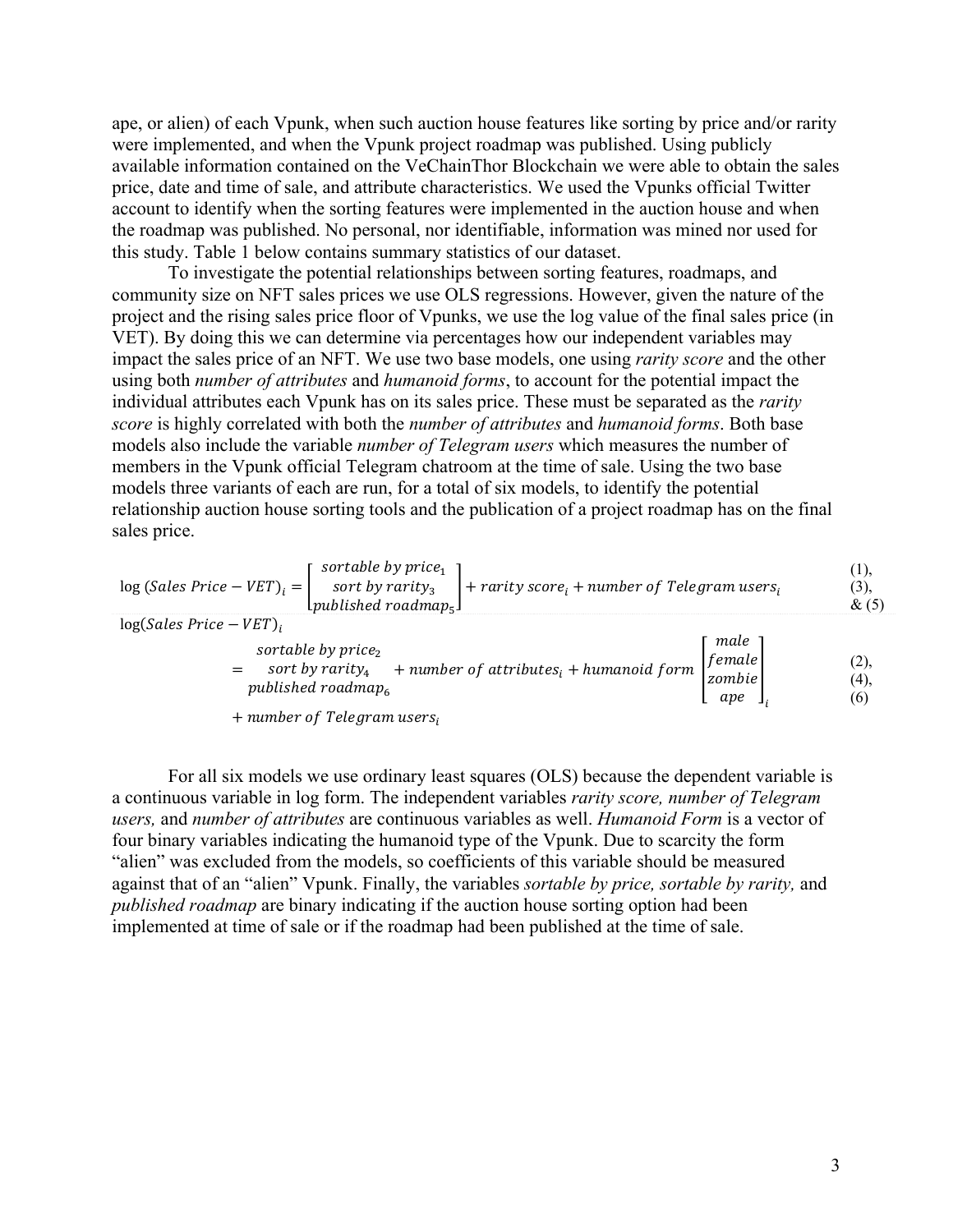ape, or alien) of each Vpunk, when such auction house features like sorting by price and/or rarity were implemented, and when the Vpunk project roadmap was published. Using publicly available information contained on the VeChainThor Blockchain we were able to obtain the sales price, date and time of sale, and attribute characteristics. We used the Vpunks official Twitter account to identify when the sorting features were implemented in the auction house and when the roadmap was published. No personal, nor identifiable, information was mined nor used for this study. Table 1 below contains summary statistics of our dataset.

To investigate the potential relationships between sorting features, roadmaps, and community size on NFT sales prices we use OLS regressions. However, given the nature of the project and the rising sales price floor of Vpunks, we use the log value of the final sales price (in VET). By doing this we can determine via percentages how our independent variables may impact the sales price of an NFT. We use two base models, one using *rarity score* and the other using both *number of attributes* and *humanoid forms*, to account for the potential impact the individual attributes each Vpunk has on its sales price. These must be separated as the *rarity score* is highly correlated with both the *number of attributes* and *humanoid forms*. Both base models also include the variable *number of Telegram users* which measures the number of members in the Vpunk official Telegram chatroom at the time of sale. Using the two base models three variants of each are run, for a total of six models, to identify the potential relationship auction house sorting tools and the publication of a project roadmap has on the final sales price.

$$\log(Sales\ Price - VET)_i = \begin{bmatrix} sortable\ by\ price_1 \\ sort\ by\ rarity_3 \\ published\ roadmap_5 \end{bmatrix} + rarity\ score_i + number\ of\ Telegram\ users_i \qquad (1), (3), \& (5)$$

$$\begin{aligned} \log(Sales\ Price - VET)_i &= \begin{matrix} sortable\ by\ price_2 \\ sort\ by\ rarity_4 \\ published\ roadmap_6 \end{matrix} + number\ of\ attributes_i + humanoid\ form \begin{bmatrix} male \\ female \\ zombie \\ ape \end{bmatrix}_i \\ &+ number\ of\ Telegram\ users_i \end{aligned} \qquad (2), (4), (6)$$

For all six models we use ordinary least squares (OLS) because the dependent variable is a continuous variable in log form. The independent variables *rarity score, number of Telegram users,* and *number of attributes* are continuous variables as well. *Humanoid Form* is a vector of four binary variables indicating the humanoid type of the Vpunk. Due to scarcity the form "alien" was excluded from the models, so coefficients of this variable should be measured against that of an "alien" Vpunk. Finally, the variables *sortable by price, sortable by rarity,* and *published roadmap* are binary indicating if the auction house sorting option had been implemented at time of sale or if the roadmap had been published at the time of sale.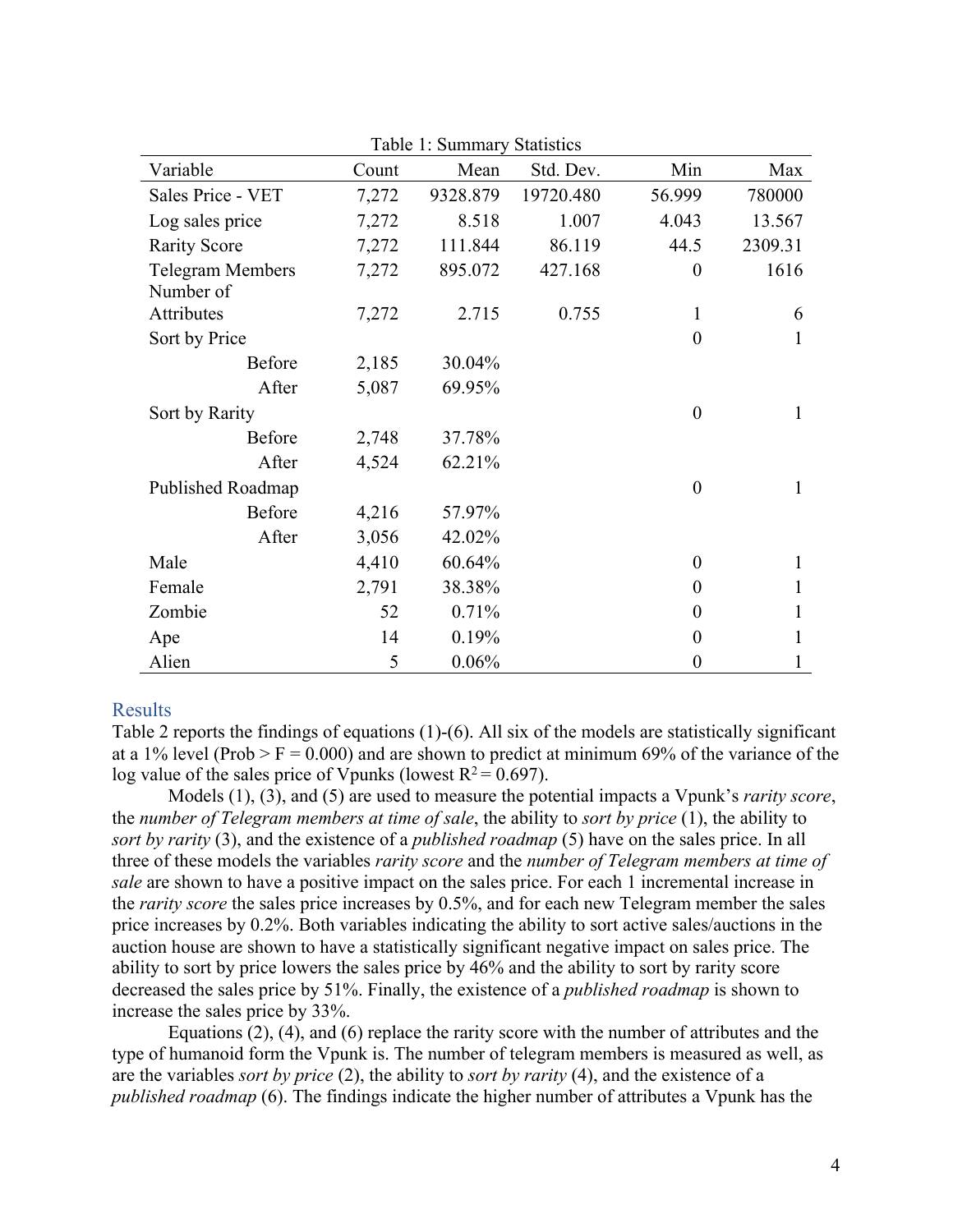Table 1: Summary Statistics

| Variable | Count | Mean | Std. Dev. | Min | Max |
|---|---|---|---|---|---|
| Sales Price - VET | 7,272 | 9328.879 | 19720.480 | 56.999 | 780000 |
| Log sales price | 7,272 | 8.518 | 1.007 | 4.043 | 13.567 |
| Rarity Score | 7,272 | 111.844 | 86.119 | 44.5 | 2309.31 |
| Telegram Members | 7,272 | 895.072 | 427.168 | 0 | 1616 |
| Number of Attributes | 7,272 | 2.715 | 0.755 | 1 | 6 |
| Sort by Price | | | | 0 | 1 |
| Before | 2,185 | 30.04% | | | |
| After | 5,087 | 69.95% | | | |
| Sort by Rarity | | | | 0 | 1 |
| Before | 2,748 | 37.78% | | | |
| After | 4,524 | 62.21% | | | |
| Published Roadmap | | | | 0 | 1 |
| Before | 4,216 | 57.97% | | | |
| After | 3,056 | 42.02% | | | |
| Male | 4,410 | 60.64% | | 0 | 1 |
| Female | 2,791 | 38.38% | | 0 | 1 |
| Zombie | 52 | 0.71% | | 0 | 1 |
| Ape | 14 | 0.19% | | 0 | 1 |
| Alien | 5 | 0.06% | | 0 | 1 |

## Results

Table 2 reports the findings of equations (1)-(6). All six of the models are statistically significant at a 1% level (Prob > F = 0.000) and are shown to predict at minimum 69% of the variance of the log value of the sales price of Vpunks (lowest $R^2 = 0.697$).

Models (1), (3), and (5) are used to measure the potential impacts a Vpunk's *rarity score*, the *number of Telegram members at time of sale*, the ability to *sort by price* (1), the ability to *sort by rarity* (3), and the existence of a *published roadmap* (5) have on the sales price. In all three of these models the variables *rarity score* and the *number of Telegram members at time of sale* are shown to have a positive impact on the sales price. For each 1 incremental increase in the *rarity score* the sales price increases by 0.5%, and for each new Telegram member the sales price increases by 0.2%. Both variables indicating the ability to sort active sales/auctions in the auction house are shown to have a statistically significant negative impact on sales price. The ability to sort by price lowers the sales price by 46% and the ability to sort by rarity score decreased the sales price by 51%. Finally, the existence of a *published roadmap* is shown to increase the sales price by 33%.

Equations (2), (4), and (6) replace the rarity score with the number of attributes and the type of humanoid form the Vpunk is. The number of telegram members is measured as well, as are the variables *sort by price* (2), the ability to *sort by rarity* (4), and the existence of a *published roadmap* (6). The findings indicate the higher number of attributes a Vpunk has the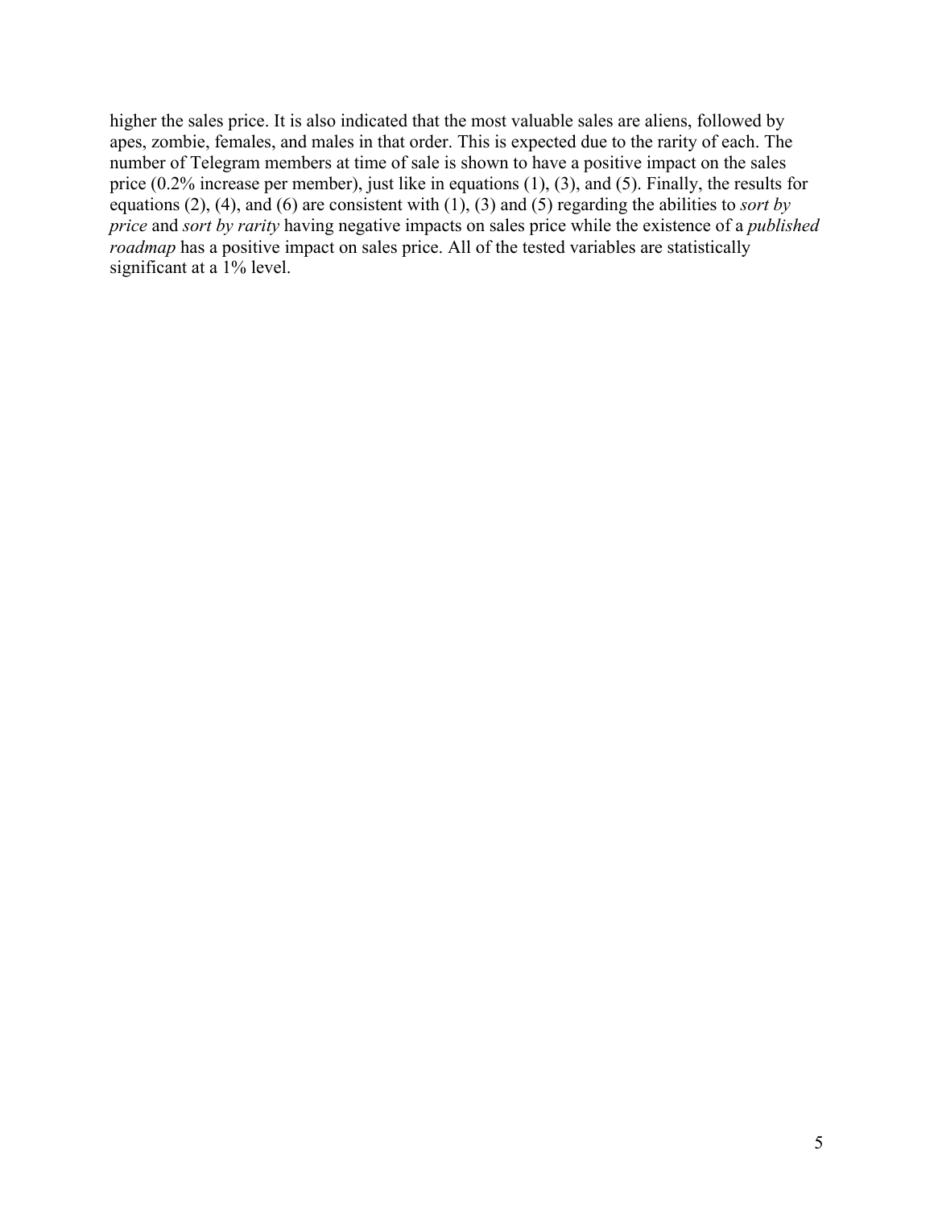higher the sales price. It is also indicated that the most valuable sales are aliens, followed by apes, zombie, females, and males in that order. This is expected due to the rarity of each. The number of Telegram members at time of sale is shown to have a positive impact on the sales price (0.2% increase per member), just like in equations (1), (3), and (5). Finally, the results for equations (2), (4), and (6) are consistent with (1), (3) and (5) regarding the abilities to *sort by price* and *sort by rarity* having negative impacts on sales price while the existence of a *published roadmap* has a positive impact on sales price. All of the tested variables are statistically significant at a 1% level.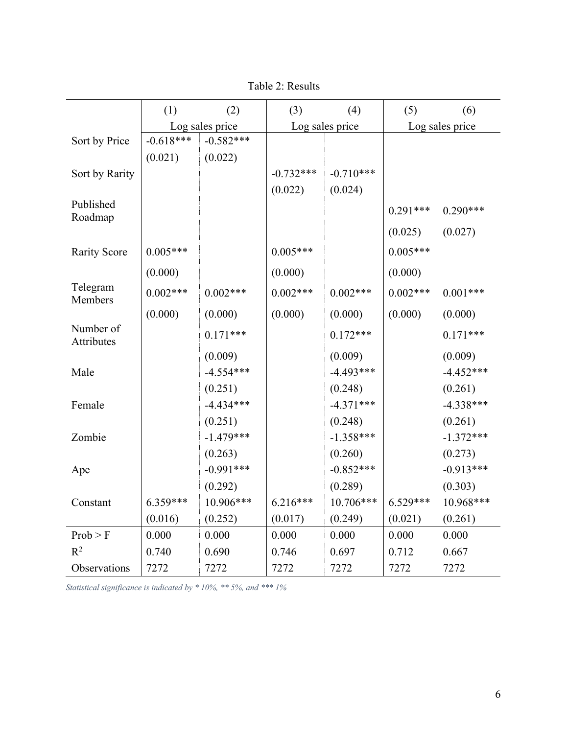Table 2: Results

| | (1) | (2) | (3) | (4) | (5) | (6) |
|---|---|---|---|---|---|---|
| | Log sales price | | Log sales price | | Log sales price | |
| Sort by Price | -0.618*** | -0.582*** | | | | |
| | (0.021) | (0.022) | | | | |
| Sort by Rarity | | | -0.732*** | -0.710*** | | |
| | | | (0.022) | (0.024) | | |
| Published Roadmap | | | | | 0.291*** | 0.290*** |
| | | | | | (0.025) | (0.027) |
| Rarity Score | 0.005*** | | 0.005*** | | 0.005*** | |
| | (0.000) | | (0.000) | | (0.000) | |
| Telegram Members | 0.002*** | 0.002*** | 0.002*** | 0.002*** | 0.002*** | 0.001*** |
| | (0.000) | (0.000) | (0.000) | (0.000) | (0.000) | (0.000) |
| Number of Attributes | | 0.171*** | | 0.172*** | | 0.171*** |
| | | (0.009) | | (0.009) | | (0.009) |
| Male | | -4.554*** | | -4.493*** | | -4.452*** |
| | | (0.251) | | (0.248) | | (0.261) |
| Female | | -4.434*** | | -4.371*** | | -4.338*** |
| | | (0.251) | | (0.248) | | (0.261) |
| Zombie | | -1.479*** | | -1.358*** | | -1.372*** |
| | | (0.263) | | (0.260) | | (0.273) |
| Ape | | -0.991*** | | -0.852*** | | -0.913*** |
| | | (0.292) | | (0.289) | | (0.303) |
| Constant | 6.359*** | 10.906*** | 6.216*** | 10.706*** | 6.529*** | 10.968*** |
| | (0.016) | (0.252) | (0.017) | (0.249) | (0.021) | (0.261) |
| Prob > F | 0.000 | 0.000 | 0.000 | 0.000 | 0.000 | 0.000 |
| $R^2$ | 0.740 | 0.690 | 0.746 | 0.697 | 0.712 | 0.667 |
| Observations | 7272 | 7272 | 7272 | 7272 | 7272 | 7272 |

*Statistical significance is indicated by * 10%, ** 5%, and *** 1%*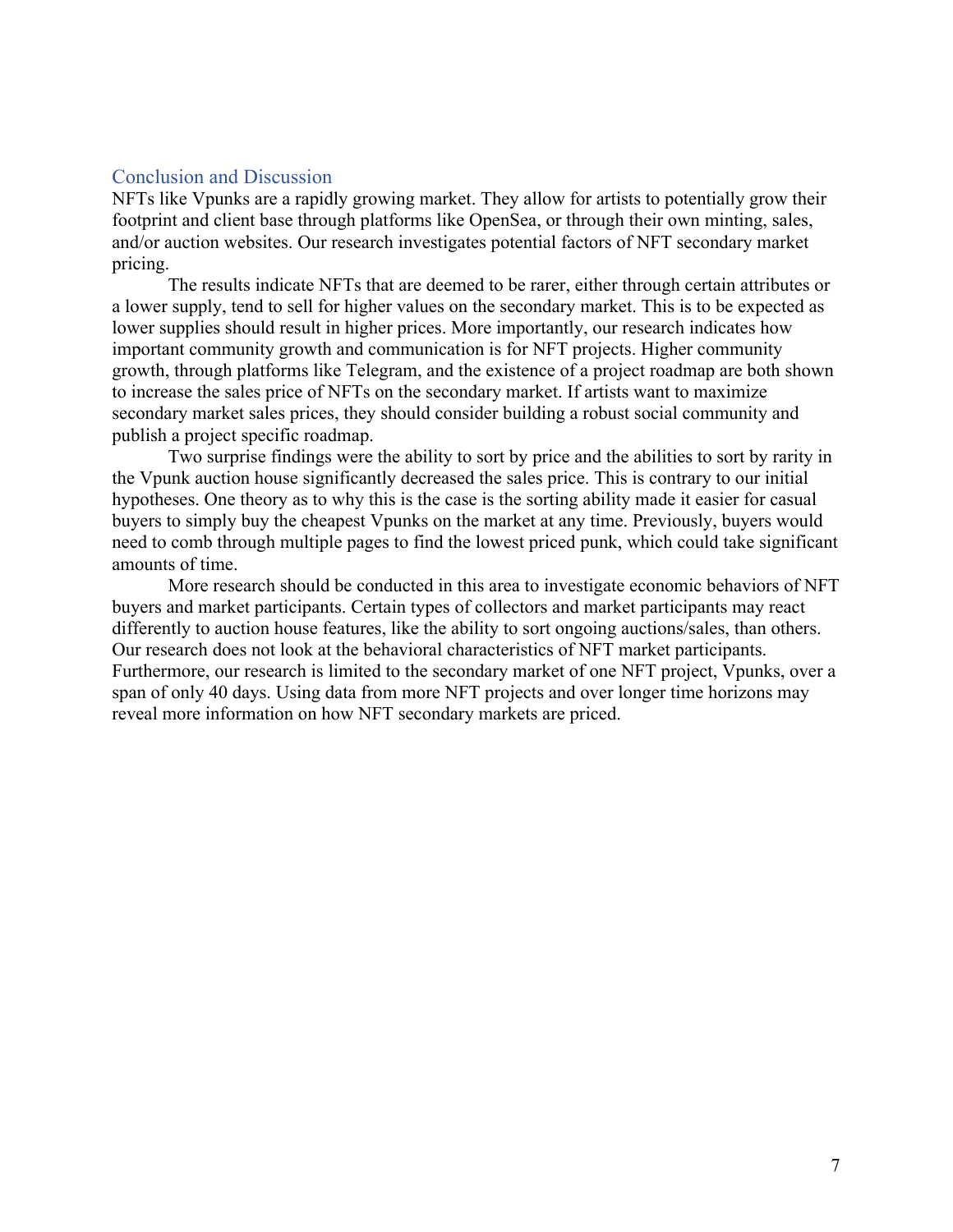## Conclusion and Discussion

NFTs like Vpunks are a rapidly growing market. They allow for artists to potentially grow their footprint and client base through platforms like OpenSea, or through their own minting, sales, and/or auction websites. Our research investigates potential factors of NFT secondary market pricing.

The results indicate NFTs that are deemed to be rarer, either through certain attributes or a lower supply, tend to sell for higher values on the secondary market. This is to be expected as lower supplies should result in higher prices. More importantly, our research indicates how important community growth and communication is for NFT projects. Higher community growth, through platforms like Telegram, and the existence of a project roadmap are both shown to increase the sales price of NFTs on the secondary market. If artists want to maximize secondary market sales prices, they should consider building a robust social community and publish a project specific roadmap.

Two surprise findings were the ability to sort by price and the abilities to sort by rarity in the Vpunk auction house significantly decreased the sales price. This is contrary to our initial hypotheses. One theory as to why this is the case is the sorting ability made it easier for casual buyers to simply buy the cheapest Vpunks on the market at any time. Previously, buyers would need to comb through multiple pages to find the lowest priced punk, which could take significant amounts of time.

More research should be conducted in this area to investigate economic behaviors of NFT buyers and market participants. Certain types of collectors and market participants may react differently to auction house features, like the ability to sort ongoing auctions/sales, than others. Our research does not look at the behavioral characteristics of NFT market participants. Furthermore, our research is limited to the secondary market of one NFT project, Vpunks, over a span of only 40 days. Using data from more NFT projects and over longer time horizons may reveal more information on how NFT secondary markets are priced.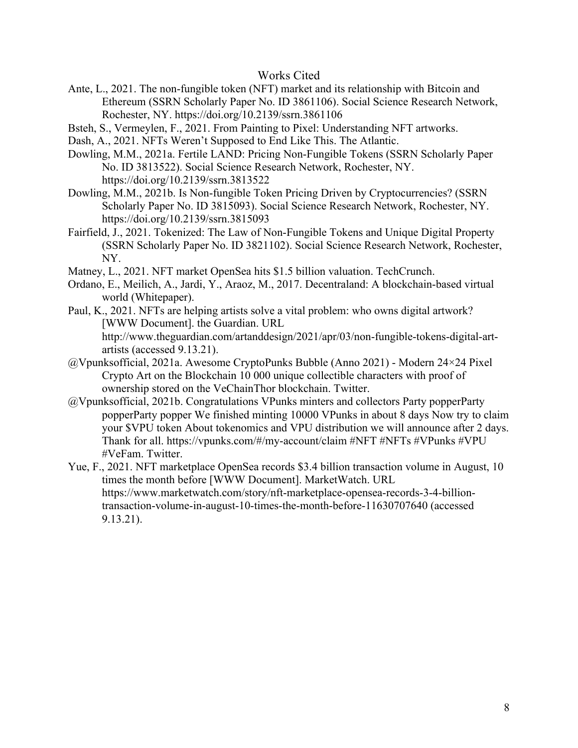# Works Cited

Ante, L., 2021. The non-fungible token (NFT) market and its relationship with Bitcoin and Ethereum (SSRN Scholarly Paper No. ID 3861106). Social Science Research Network, Rochester, NY. https://doi.org/10.2139/ssrn.3861106

Bsteh, S., Vermeylen, F., 2021. From Painting to Pixel: Understanding NFT artworks.

Dash, A., 2021. NFTs Weren't Supposed to End Like This. The Atlantic.

Dowling, M.M., 2021a. Fertile LAND: Pricing Non-Fungible Tokens (SSRN Scholarly Paper No. ID 3813522). Social Science Research Network, Rochester, NY. https://doi.org/10.2139/ssrn.3813522

Dowling, M.M., 2021b. Is Non-fungible Token Pricing Driven by Cryptocurrencies? (SSRN Scholarly Paper No. ID 3815093). Social Science Research Network, Rochester, NY. https://doi.org/10.2139/ssrn.3815093

Fairfield, J., 2021. Tokenized: The Law of Non-Fungible Tokens and Unique Digital Property (SSRN Scholarly Paper No. ID 3821102). Social Science Research Network, Rochester, NY.

Matney, L., 2021. NFT market OpenSea hits $1.5 billion valuation. TechCrunch.

Ordano, E., Meilich, A., Jardi, Y., Araoz, M., 2017. Decentraland: A blockchain-based virtual world (Whitepaper).

Paul, K., 2021. NFTs are helping artists solve a vital problem: who owns digital artwork? [WWW Document]. the Guardian. URL http://www.theguardian.com/artanddesign/2021/apr/03/non-fungible-tokens-digital-art-artists (accessed 9.13.21).

@Vpunksofficial, 2021a. Awesome CryptoPunks Bubble (Anno 2021) - Modern 24×24 Pixel Crypto Art on the Blockchain 10 000 unique collectible characters with proof of ownership stored on the VeChainThor blockchain. Twitter.

@Vpunksofficial, 2021b. Congratulations VPunks minters and collectors Party popperParty popperParty popper We finished minting 10000 VPunks in about 8 days Now try to claim your $VPU token About tokenomics and VPU distribution we will announce after 2 days. Thank for all. https://vpunks.com/#/my-account/claim #NFT #NFTs #VPunks #VPU #VeFam. Twitter.

Yue, F., 2021. NFT marketplace OpenSea records $3.4 billion transaction volume in August, 10 times the month before [WWW Document]. MarketWatch. URL https://www.marketwatch.com/story/nft-marketplace-opensea-records-3-4-billion-transaction-volume-in-august-10-times-the-month-before-11630707640 (accessed 9.13.21).